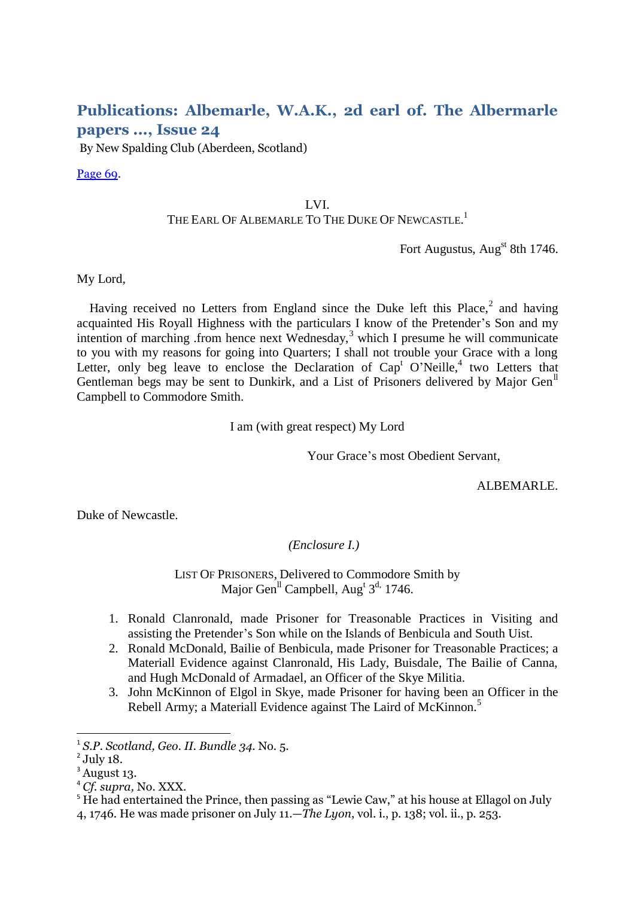# Publications: Albemarle, W.A.K., 2d earl of. The Albermarle papers ..., Issue 24

By New Spalding Club (Aberdeen, Scotland)

[Page 69](#).

LVI.

THE EARL OF ALBEMARLE TO THE DUKE OF NEWCASTLE.[1]

Fort Augustus, Aug^st^ 8th 1746.

My Lord,

Having received no Letters from England since the Duke left this Place,[2] and having acquainted His Royall Highness with the particulars I know of the Pretender's Son and my intention of marching .from hence next Wednesday,[3] which I presume he will communicate to you with my reasons for going into Quarters; I shall not trouble your Grace with a long Letter, only beg leave to enclose the Declaration of Cap^t^ O'Neille,[4] two Letters that Gentleman begs may be sent to Dunkirk, and a List of Prisoners delivered by Major Gen^ll^ Campbell to Commodore Smith.

I am (with great respect) My Lord

Your Grace's most Obedient Servant,

ALBEMARLE.

Duke of Newcastle.

*(Enclosure I.)*

LIST OF PRISONERS, Delivered to Commodore Smith by Major Gen^ll^ Campbell, Aug^t^ 3^d,^ 1746.

1. Ronald Clanronald, made Prisoner for Treasonable Practices in Visiting and assisting the Pretender's Son while on the Islands of Benbicula and South Uist.
2. Ronald McDonald, Bailie of Benbicula, made Prisoner for Treasonable Practices; a Materiall Evidence against Clanronald, His Lady, Buisdale, The Bailie of Canna, and Hugh McDonald of Armadael, an Officer of the Skye Militia.
3. John McKinnon of Elgol in Skye, made Prisoner for having been an Officer in the Rebell Army; a Materiall Evidence against The Laird of McKinnon.[5]

---

[1] *S.P. Scotland, Geo. II. Bundle 34.* No. 5.

[2] July 18.

[3] August 13.

[4] *Cf. supra,* No. XXX.

[5] He had entertained the Prince, then passing as "Lewie Caw," at his house at Ellagol on July 4, 1746. He was made prisoner on July 11.—*The Lyon*, vol. i., p. 138; vol. ii., p. 253.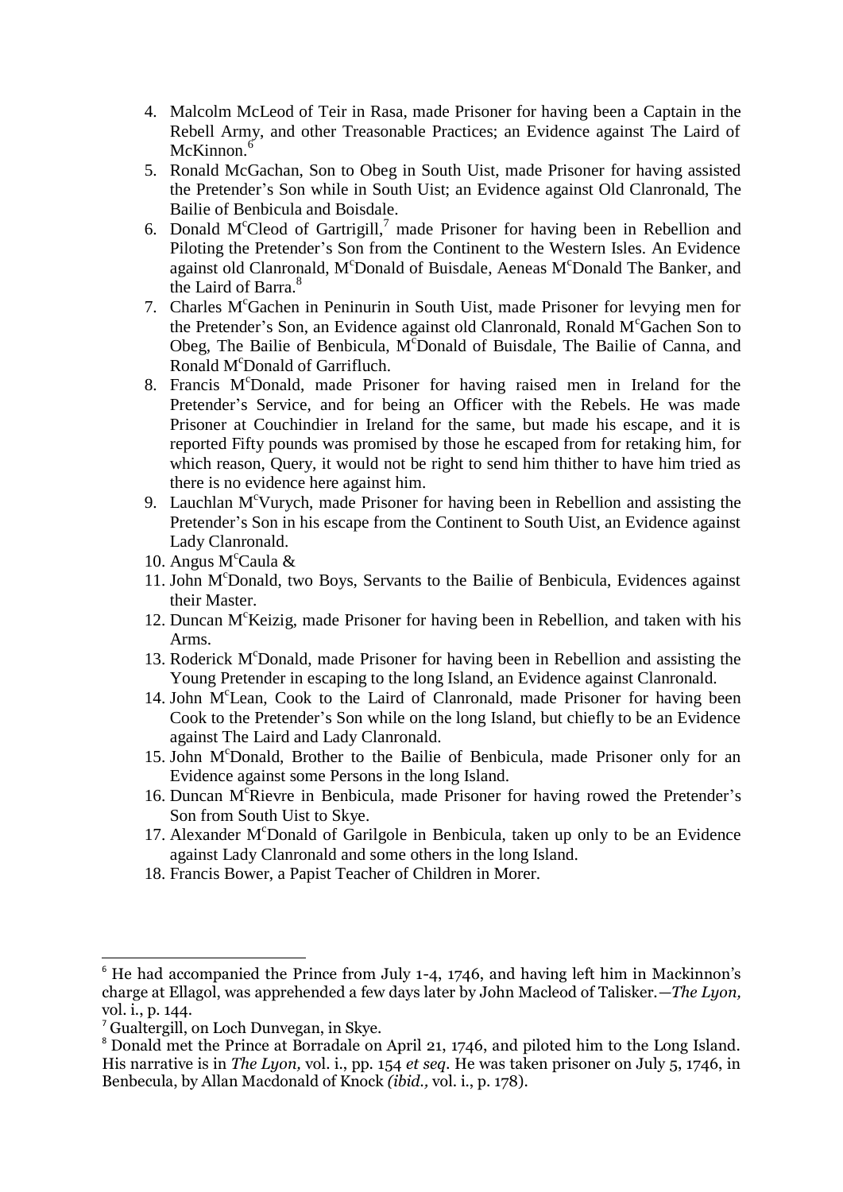4. Malcolm McLeod of Teir in Rasa, made Prisoner for having been a Captain in the Rebell Army, and other Treasonable Practices; an Evidence against The Laird of McKinnon.[6]
5. Ronald McGachan, Son to Obeg in South Uist, made Prisoner for having assisted the Pretender's Son while in South Uist; an Evidence against Old Clanronald, The Bailie of Benbicula and Boisdale.
6. Donald M^c^Cleod of Gartrigill,[7] made Prisoner for having been in Rebellion and Piloting the Pretender's Son from the Continent to the Western Isles. An Evidence against old Clanronald, M^c^Donald of Buisdale, Aeneas M^c^Donald The Banker, and the Laird of Barra.[8]
7. Charles M^c^Gachen in Peninurin in South Uist, made Prisoner for levying men for the Pretender's Son, an Evidence against old Clanronald, Ronald M^c^Gachen Son to Obeg, The Bailie of Benbicula, M^c^Donald of Buisdale, The Bailie of Canna, and Ronald M^c^Donald of Garrifluch.
8. Francis M^c^Donald, made Prisoner for having raised men in Ireland for the Pretender's Service, and for being an Officer with the Rebels. He was made Prisoner at Couchindier in Ireland for the same, but made his escape, and it is reported Fifty pounds was promised by those he escaped from for retaking him, for which reason, Query, it would not be right to send him thither to have him tried as there is no evidence here against him.
9. Lauchlan M^c^Vurych, made Prisoner for having been in Rebellion and assisting the Pretender's Son in his escape from the Continent to South Uist, an Evidence against Lady Clanronald.
10. Angus M^c^Caula &
11. John M^c^Donald, two Boys, Servants to the Bailie of Benbicula, Evidences against their Master.
12. Duncan M^c^Keizig, made Prisoner for having been in Rebellion, and taken with his Arms.
13. Roderick M^c^Donald, made Prisoner for having been in Rebellion and assisting the Young Pretender in escaping to the long Island, an Evidence against Clanronald.
14. John M^c^Lean, Cook to the Laird of Clanronald, made Prisoner for having been Cook to the Pretender's Son while on the long Island, but chiefly to be an Evidence against The Laird and Lady Clanronald.
15. John M^c^Donald, Brother to the Bailie of Benbicula, made Prisoner only for an Evidence against some Persons in the long Island.
16. Duncan M^c^Rievre in Benbicula, made Prisoner for having rowed the Pretender's Son from South Uist to Skye.
17. Alexander M^c^Donald of Garilgole in Benbicula, taken up only to be an Evidence against Lady Clanronald and some others in the long Island.
18. Francis Bower, a Papist Teacher of Children in Morer.

---

[6] He had accompanied the Prince from July 1-4, 1746, and having left him in Mackinnon's charge at Ellagol, was apprehended a few days later by John Macleod of Talisker.—*The Lyon,* vol. i., p. 144.

[7] Gualtergill, on Loch Dunvegan, in Skye.

[8] Donald met the Prince at Borradale on April 21, 1746, and piloted him to the Long Island. His narrative is in *The Lyon,* vol. i., pp. 154 *et seq.* He was taken prisoner on July 5, 1746, in Benbecula, by Allan Macdonald of Knock *(ibid.,* vol. i., p. 178).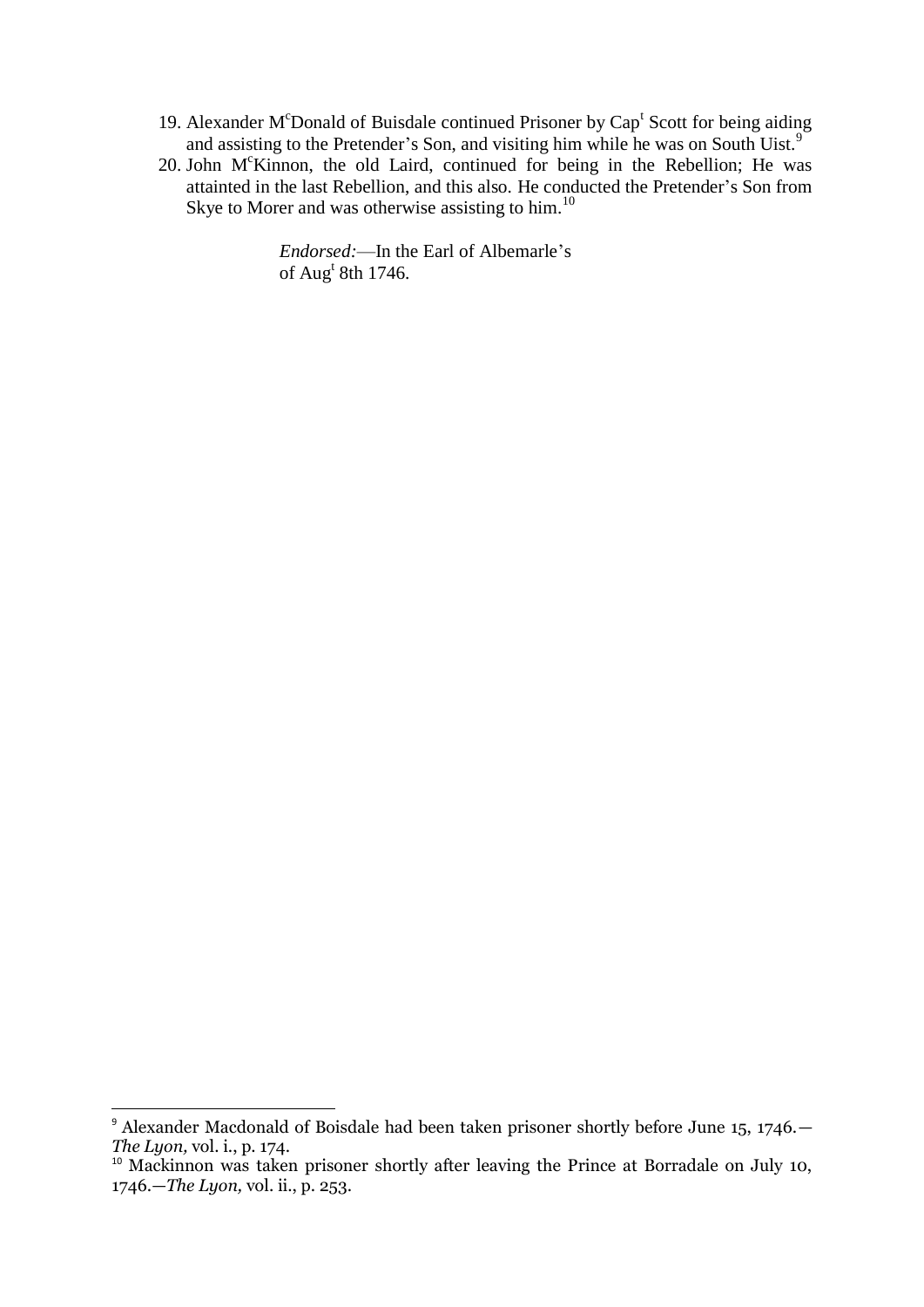19. Alexander M[c]Donald of Buisdale continued Prisoner by Cap[t] Scott for being aiding and assisting to the Pretender's Son, and visiting him while he was on South Uist.[9]
20. John M[c]Kinnon, the old Laird, continued for being in the Rebellion; He was attainted in the last Rebellion, and this also. He conducted the Pretender's Son from Skye to Morer and was otherwise assisting to him.[10]

*Endorsed:*—In the Earl of Albemarle's of Aug[t] 8th 1746.

---

[9] Alexander Macdonald of Boisdale had been taken prisoner shortly before June 15, 1746.—*The Lyon,* vol. i., p. 174.

[10] Mackinnon was taken prisoner shortly after leaving the Prince at Borradale on July 10, 1746.—*The Lyon,* vol. ii., p. 253.